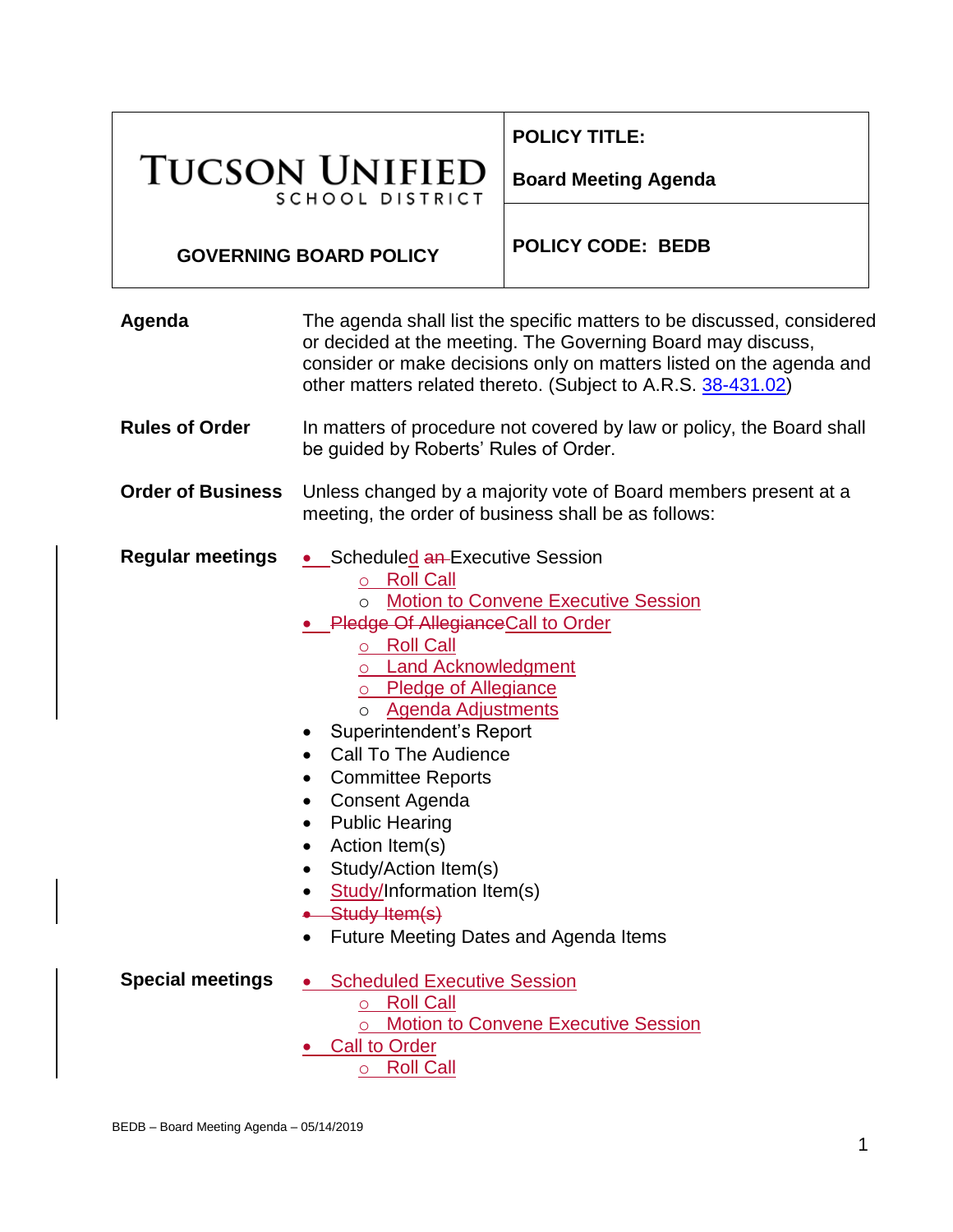**TUCSON UNIFIED SCHOOL DISTRICT**

**GOVERNING BOARD POLICY**

**POLICY TITLE:** **Board Meeting Agenda**

**POLICY CODE: BEDB**

**Agenda**

The agenda shall list the specific matters to be discussed, considered or decided at the meeting. The Governing Board may discuss, consider or make decisions only on matters listed on the agenda and other matters related thereto. (Subject to A.R.S. 38-431.02)

**Rules of Order**

In matters of procedure not covered by law or policy, the Board shall be guided by Roberts' Rules of Order.

**Order of Business**

Unless changed by a majority vote of Board members present at a meeting, the order of business shall be as follows:

**Regular meetings**

- Scheduled ~~an~~ Executive Session
  - Roll Call
  - Motion to Convene Executive Session
- ~~Pledge Of Allegiance~~Call to Order
  - Roll Call
  - Land Acknowledgment
  - Pledge of Allegiance
  - Agenda Adjustments
- Superintendent's Report
- Call To The Audience
- Committee Reports
- Consent Agenda
- Public Hearing
- Action Item(s)
- Study/Action Item(s)
- Study/Information Item(s)
- ~~Study Item(s)~~
- Future Meeting Dates and Agenda Items

**Special meetings**

- Scheduled Executive Session
  - Roll Call
  - Motion to Convene Executive Session
- Call to Order
  - Roll Call

BEDB – Board Meeting Agenda – 05/14/2019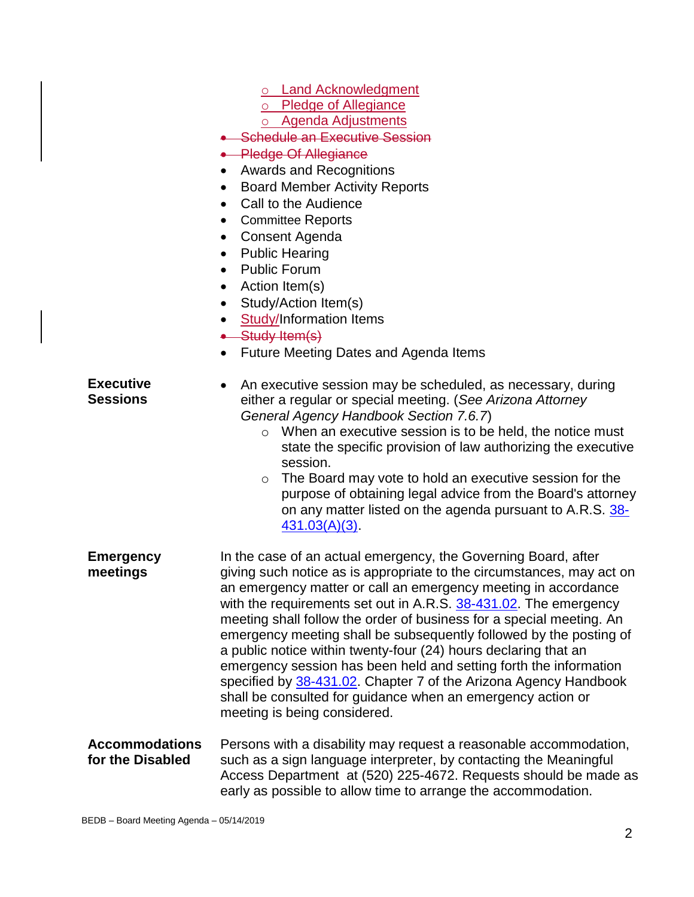- Land Acknowledgment
   - Pledge of Allegiance
   - Agenda Adjustments
- ~~Schedule an Executive Session~~
- ~~Pledge Of Allegiance~~
- Awards and Recognitions
- Board Member Activity Reports
- Call to the Audience
- Committee Reports
- Consent Agenda
- Public Hearing
- Public Forum
- Action Item(s)
- Study/Action Item(s)
- Study/Information Items
- ~~Study Item(s)~~
- Future Meeting Dates and Agenda Items

**Executive Sessions**

- An executive session may be scheduled, as necessary, during either a regular or special meeting. (*See Arizona Attorney General Agency Handbook Section 7.6.7*)
   - When an executive session is to be held, the notice must state the specific provision of law authorizing the executive session.
   - The Board may vote to hold an executive session for the purpose of obtaining legal advice from the Board's attorney on any matter listed on the agenda pursuant to A.R.S. 38-431.03(A)(3).

**Emergency meetings**

In the case of an actual emergency, the Governing Board, after giving such notice as is appropriate to the circumstances, may act on an emergency matter or call an emergency meeting in accordance with the requirements set out in A.R.S. 38-431.02. The emergency meeting shall follow the order of business for a special meeting. An emergency meeting shall be subsequently followed by the posting of a public notice within twenty-four (24) hours declaring that an emergency session has been held and setting forth the information specified by 38-431.02. Chapter 7 of the Arizona Agency Handbook shall be consulted for guidance when an emergency action or meeting is being considered.

**Accommodations for the Disabled**

Persons with a disability may request a reasonable accommodation, such as a sign language interpreter, by contacting the Meaningful Access Department at (520) 225-4672. Requests should be made as early as possible to allow time to arrange the accommodation.

BEDB – Board Meeting Agenda – 05/14/2019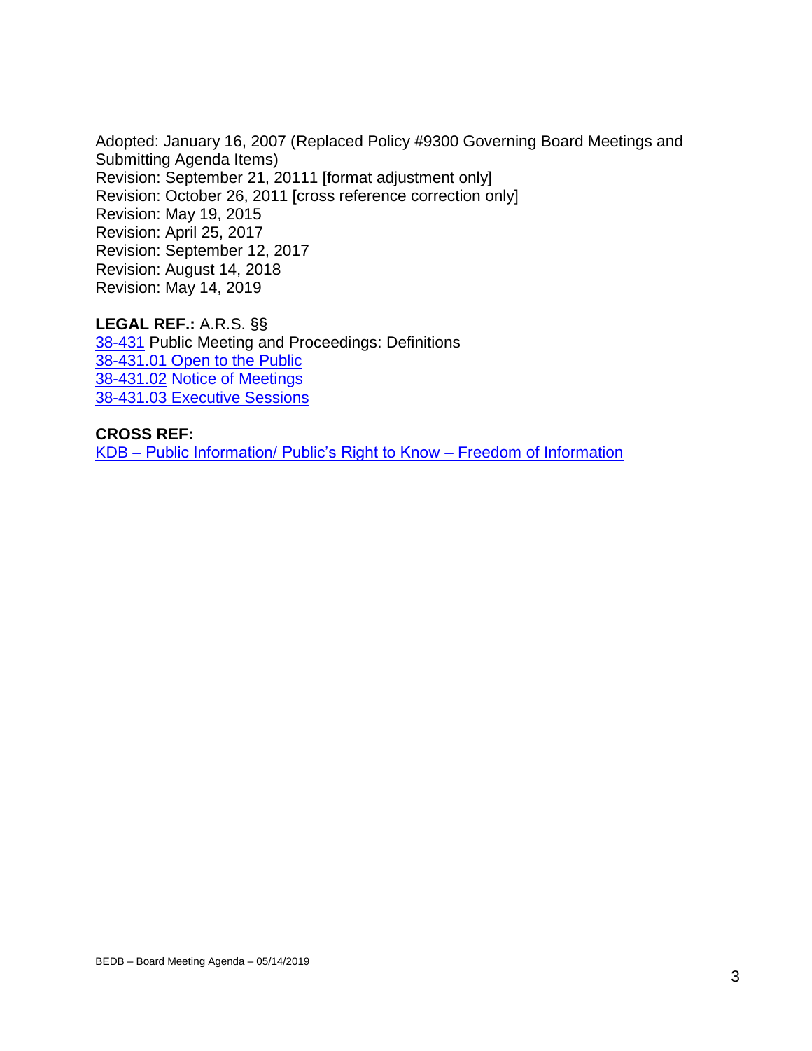Adopted: January 16, 2007 (Replaced Policy #9300 Governing Board Meetings and Submitting Agenda Items)
Revision: September 21, 20111 [format adjustment only]
Revision: October 26, 2011 [cross reference correction only]
Revision: May 19, 2015
Revision: April 25, 2017
Revision: September 12, 2017
Revision: August 14, 2018
Revision: May 14, 2019

**LEGAL REF.:** A.R.S. §§
38-431 Public Meeting and Proceedings: Definitions
38-431.01 Open to the Public
38-431.02 Notice of Meetings
38-431.03 Executive Sessions

**CROSS REF:**
KDB – Public Information/ Public's Right to Know – Freedom of Information